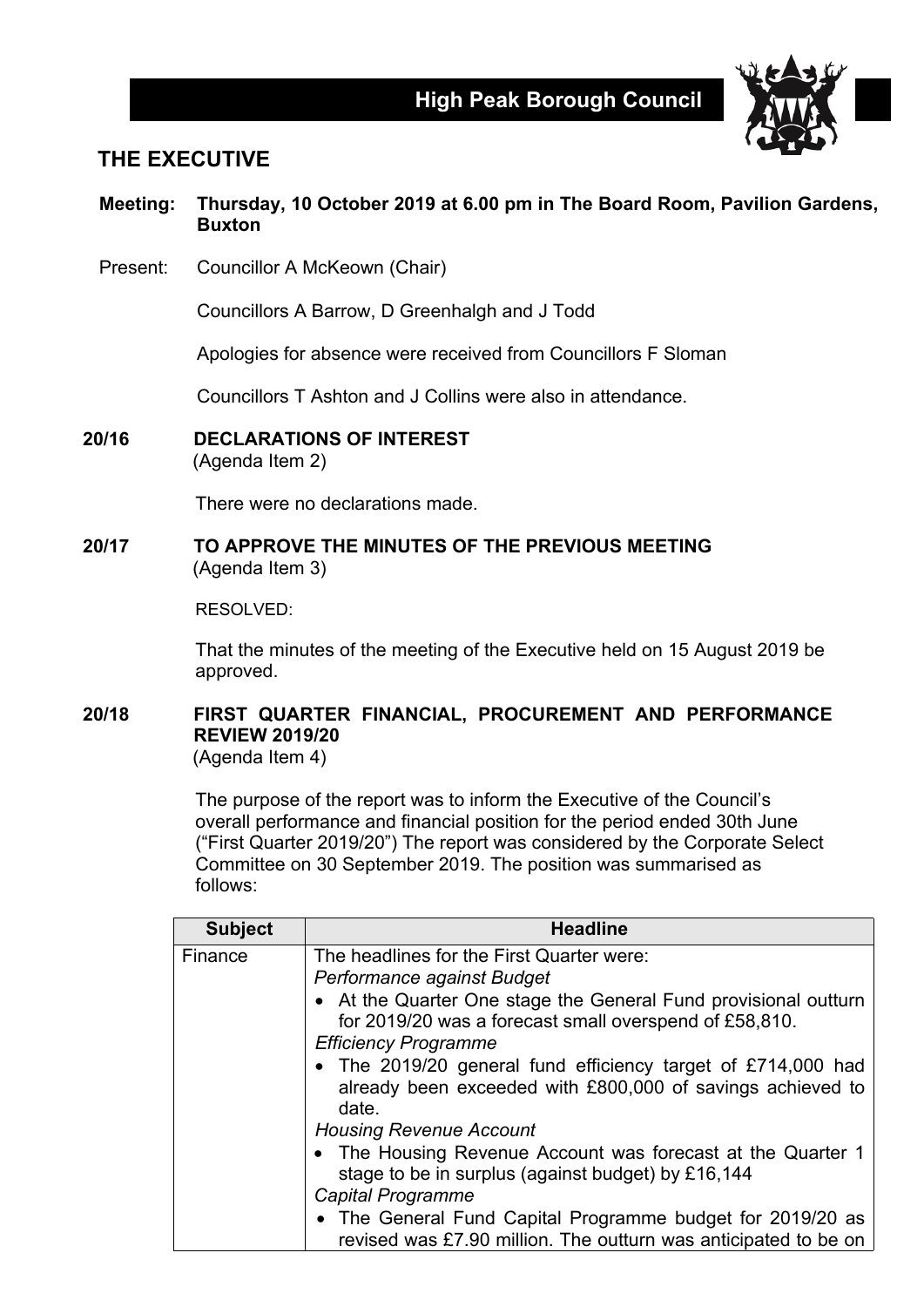# High Peak Borough Council

## THE EXECUTIVE

**Meeting: Thursday, 10 October 2019 at 6.00 pm in The Board Room, Pavilion Gardens, Buxton**

Present: Councillor A McKeown (Chair)

Councillors A Barrow, D Greenhalgh and J Todd

Apologies for absence were received from Councillors F Sloman

Councillors T Ashton and J Collins were also in attendance.

### 20/16 DECLARATIONS OF INTEREST

(Agenda Item 2)

There were no declarations made.

### 20/17 TO APPROVE THE MINUTES OF THE PREVIOUS MEETING

(Agenda Item 3)

RESOLVED:

That the minutes of the meeting of the Executive held on 15 August 2019 be approved.

### 20/18 FIRST QUARTER FINANCIAL, PROCUREMENT AND PERFORMANCE REVIEW 2019/20

(Agenda Item 4)

The purpose of the report was to inform the Executive of the Council's overall performance and financial position for the period ended 30th June ("First Quarter 2019/20") The report was considered by the Corporate Select Committee on 30 September 2019. The position was summarised as follows:

| Subject | Headline |
|---|---|
| Finance | The headlines for the First Quarter were:<br>*Performance against Budget*<br>• At the Quarter One stage the General Fund provisional outturn for 2019/20 was a forecast small overspend of £58,810.<br>*Efficiency Programme*<br>• The 2019/20 general fund efficiency target of £714,000 had already been exceeded with £800,000 of savings achieved to date.<br>*Housing Revenue Account*<br>• The Housing Revenue Account was forecast at the Quarter 1 stage to be in surplus (against budget) by £16,144<br>*Capital Programme*<br>• The General Fund Capital Programme budget for 2019/20 as revised was £7.90 million. The outturn was anticipated to be on |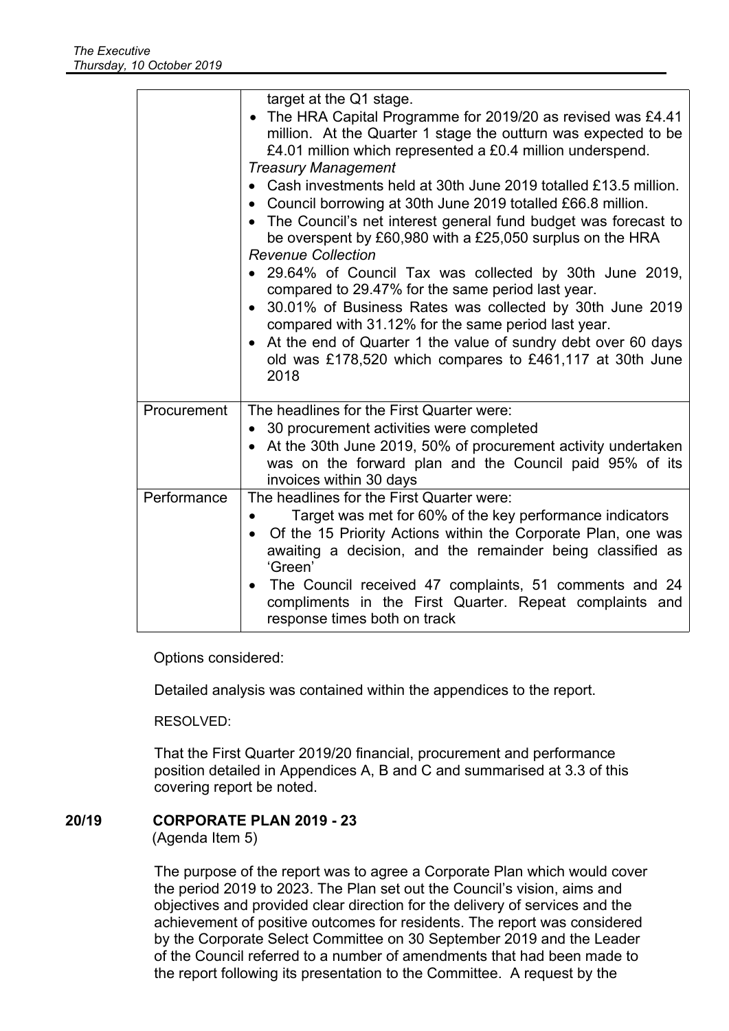| | |
|---|---|
| | target at the Q1 stage.<br>• The HRA Capital Programme for 2019/20 as revised was £4.41 million. At the Quarter 1 stage the outturn was expected to be £4.01 million which represented a £0.4 million underspend.<br>*Treasury Management*<br>• Cash investments held at 30th June 2019 totalled £13.5 million.<br>• Council borrowing at 30th June 2019 totalled £66.8 million.<br>• The Council's net interest general fund budget was forecast to be overspent by £60,980 with a £25,050 surplus on the HRA<br>*Revenue Collection*<br>• 29.64% of Council Tax was collected by 30th June 2019, compared to 29.47% for the same period last year.<br>• 30.01% of Business Rates was collected by 30th June 2019 compared with 31.12% for the same period last year.<br>• At the end of Quarter 1 the value of sundry debt over 60 days old was £178,520 which compares to £461,117 at 30th June 2018 |
| Procurement | The headlines for the First Quarter were:<br>• 30 procurement activities were completed<br>• At the 30th June 2019, 50% of procurement activity undertaken was on the forward plan and the Council paid 95% of its invoices within 30 days |
| Performance | The headlines for the First Quarter were:<br>• Target was met for 60% of the key performance indicators<br>• Of the 15 Priority Actions within the Corporate Plan, one was awaiting a decision, and the remainder being classified as 'Green'<br>• The Council received 47 complaints, 51 comments and 24 compliments in the First Quarter. Repeat complaints and response times both on track |

Options considered:

Detailed analysis was contained within the appendices to the report.

RESOLVED:

That the First Quarter 2019/20 financial, procurement and performance position detailed in Appendices A, B and C and summarised at 3.3 of this covering report be noted.

## 20/19 CORPORATE PLAN 2019 - 23

(Agenda Item 5)

The purpose of the report was to agree a Corporate Plan which would cover the period 2019 to 2023. The Plan set out the Council's vision, aims and objectives and provided clear direction for the delivery of services and the achievement of positive outcomes for residents. The report was considered by the Corporate Select Committee on 30 September 2019 and the Leader of the Council referred to a number of amendments that had been made to the report following its presentation to the Committee. A request by the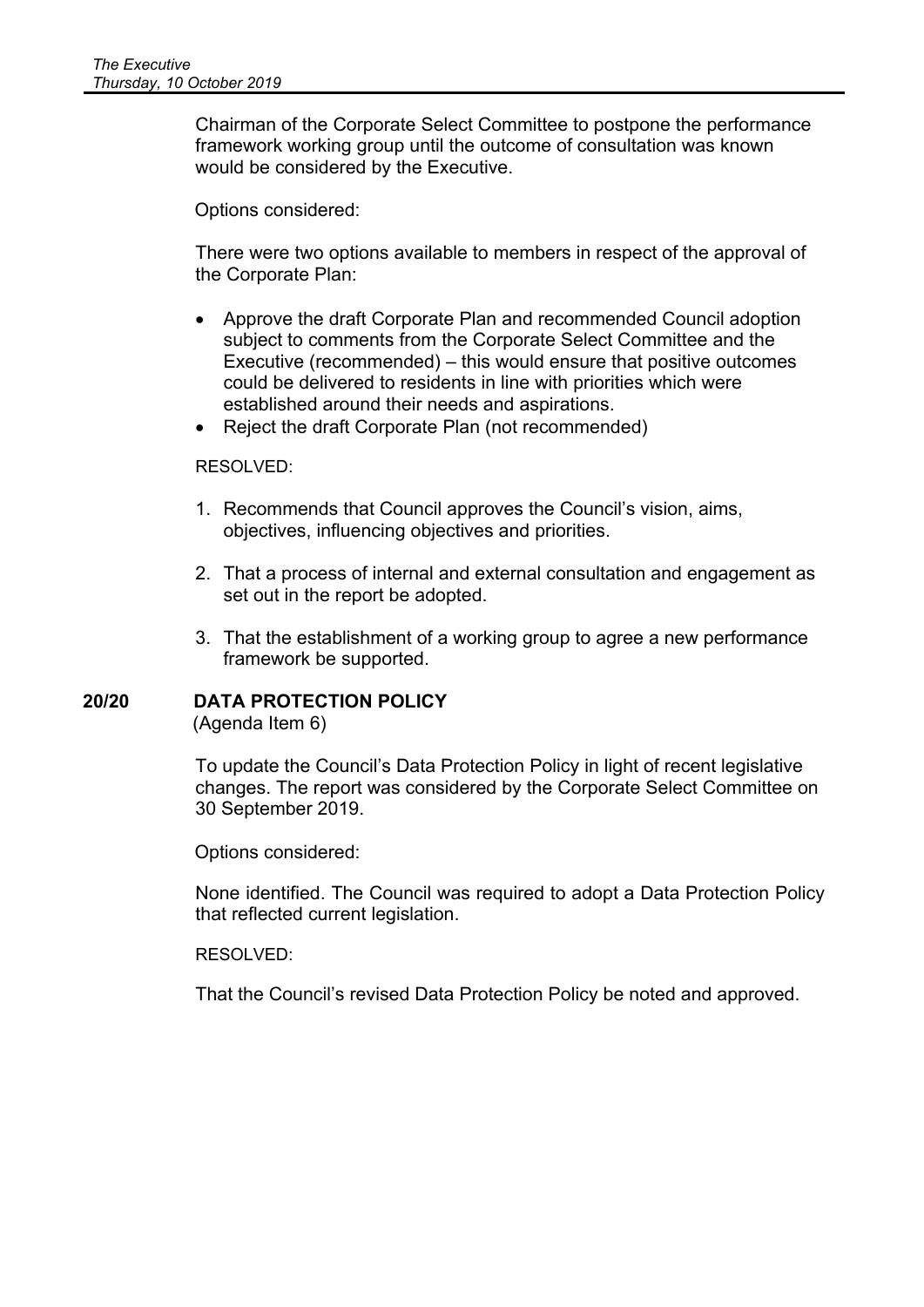Chairman of the Corporate Select Committee to postpone the performance framework working group until the outcome of consultation was known would be considered by the Executive.

Options considered:

There were two options available to members in respect of the approval of the Corporate Plan:

- Approve the draft Corporate Plan and recommended Council adoption subject to comments from the Corporate Select Committee and the Executive (recommended) – this would ensure that positive outcomes could be delivered to residents in line with priorities which were established around their needs and aspirations.
- Reject the draft Corporate Plan (not recommended)

RESOLVED:

1. Recommends that Council approves the Council's vision, aims, objectives, influencing objectives and priorities.

2. That a process of internal and external consultation and engagement as set out in the report be adopted.

3. That the establishment of a working group to agree a new performance framework be supported.

## 20/20 DATA PROTECTION POLICY

(Agenda Item 6)

To update the Council's Data Protection Policy in light of recent legislative changes. The report was considered by the Corporate Select Committee on 30 September 2019.

Options considered:

None identified. The Council was required to adopt a Data Protection Policy that reflected current legislation.

RESOLVED:

That the Council's revised Data Protection Policy be noted and approved.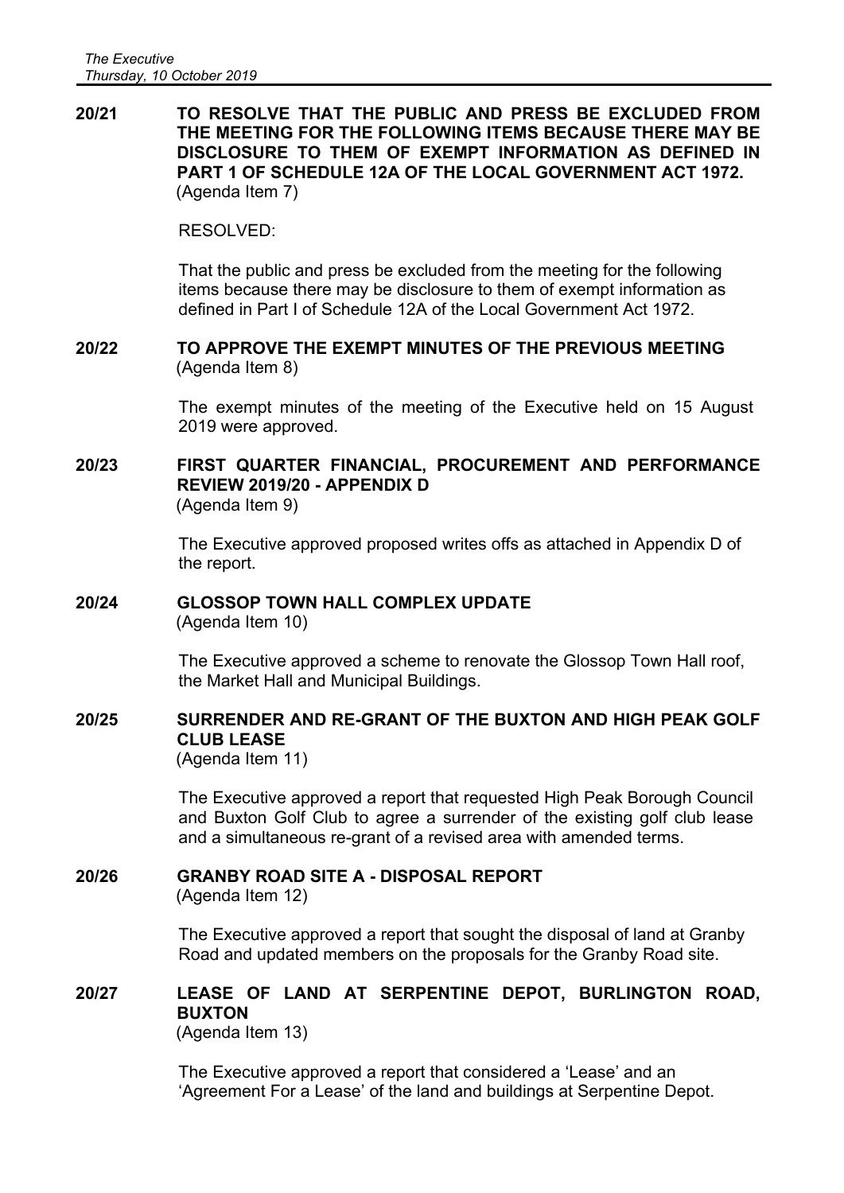**20/21 TO RESOLVE THAT THE PUBLIC AND PRESS BE EXCLUDED FROM THE MEETING FOR THE FOLLOWING ITEMS BECAUSE THERE MAY BE DISCLOSURE TO THEM OF EXEMPT INFORMATION AS DEFINED IN PART 1 OF SCHEDULE 12A OF THE LOCAL GOVERNMENT ACT 1972.**
(Agenda Item 7)

RESOLVED:

That the public and press be excluded from the meeting for the following items because there may be disclosure to them of exempt information as defined in Part I of Schedule 12A of the Local Government Act 1972.

**20/22 TO APPROVE THE EXEMPT MINUTES OF THE PREVIOUS MEETING**
(Agenda Item 8)

The exempt minutes of the meeting of the Executive held on 15 August 2019 were approved.

**20/23 FIRST QUARTER FINANCIAL, PROCUREMENT AND PERFORMANCE REVIEW 2019/20 - APPENDIX D**
(Agenda Item 9)

The Executive approved proposed writes offs as attached in Appendix D of the report.

**20/24 GLOSSOP TOWN HALL COMPLEX UPDATE**
(Agenda Item 10)

The Executive approved a scheme to renovate the Glossop Town Hall roof, the Market Hall and Municipal Buildings.

**20/25 SURRENDER AND RE-GRANT OF THE BUXTON AND HIGH PEAK GOLF CLUB LEASE**
(Agenda Item 11)

The Executive approved a report that requested High Peak Borough Council and Buxton Golf Club to agree a surrender of the existing golf club lease and a simultaneous re-grant of a revised area with amended terms.

**20/26 GRANBY ROAD SITE A - DISPOSAL REPORT**
(Agenda Item 12)

The Executive approved a report that sought the disposal of land at Granby Road and updated members on the proposals for the Granby Road site.

**20/27 LEASE OF LAND AT SERPENTINE DEPOT, BURLINGTON ROAD, BUXTON**
(Agenda Item 13)

The Executive approved a report that considered a 'Lease' and an 'Agreement For a Lease' of the land and buildings at Serpentine Depot.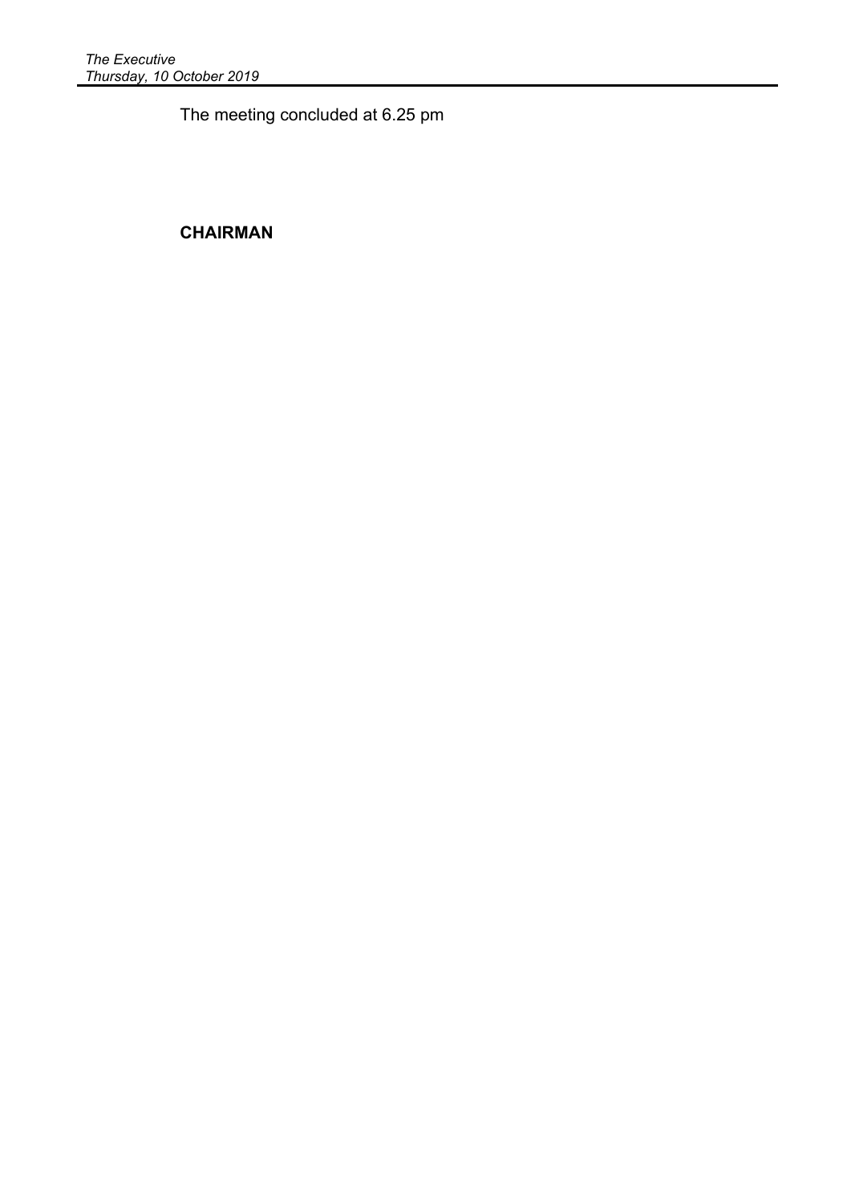The meeting concluded at 6.25 pm

**CHAIRMAN**